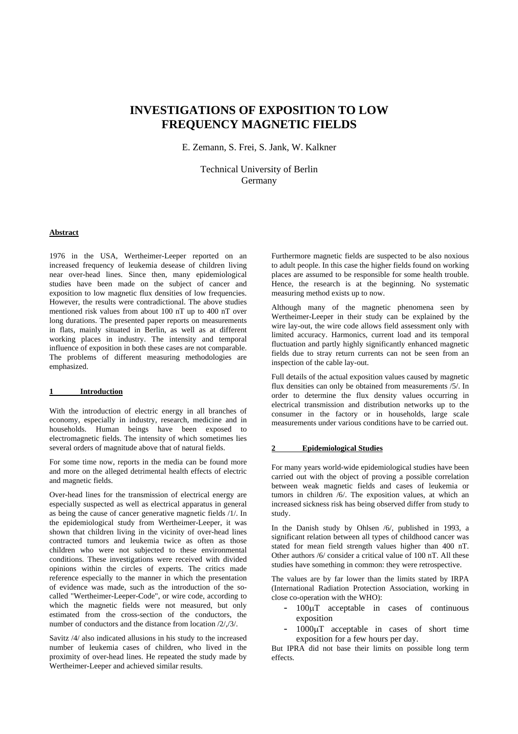# INVESTIGATIONS OF EXPOSITION TO LOW FREQUENCY MAGNETIC FIELDS

E. Zemann, S. Frei, S. Jank, W. Kalkner

Technical University of Berlin
Germany

**Abstract**

1976 in the USA, Wertheimer-Leeper reported on an increased frequency of leukemia desease of children living near over-head lines. Since then, many epidemiological studies have been made on the subject of cancer and exposition to low magnetic flux densities of low frequencies. However, the results were contradictional. The above studies mentioned risk values from about 100 nT up to 400 nT over long durations. The presented paper reports on measurements in flats, mainly situated in Berlin, as well as at different working places in industry. The intensity and temporal influence of exposition in both these cases are not comparable. The problems of different measuring methodologies are emphasized.

## 1 Introduction

With the introduction of electric energy in all branches of economy, especially in industry, research, medicine and in households. Human beings have been exposed to electromagnetic fields. The intensity of which sometimes lies several orders of magnitude above that of natural fields.

For some time now, reports in the media can be found more and more on the alleged detrimental health effects of electric and magnetic fields.

Over-head lines for the transmission of electrical energy are especially suspected as well as electrical apparatus in general as being the cause of cancer generative magnetic fields /1/. In the epidemiological study from Wertheimer-Leeper, it was shown that children living in the vicinity of over-head lines contracted tumors and leukemia twice as often as those children who were not subjected to these environmental conditions. These investigations were received with divided opinions within the circles of experts. The critics made reference especially to the manner in which the presentation of evidence was made, such as the introduction of the so-called "Wertheimer-Leeper-Code", or wire code, according to which the magnetic fields were not measured, but only estimated from the cross-section of the conductors, the number of conductors and the distance from location /2/,/3/.

Savitz /4/ also indicated allusions in his study to the increased number of leukemia cases of children, who lived in the proximity of over-head lines. He repeated the study made by Wertheimer-Leeper and achieved similar results.

Furthermore magnetic fields are suspected to be also noxious to adult people. In this case the higher fields found on working places are assumed to be responsible for some health trouble. Hence, the research is at the beginning. No systematic measuring method exists up to now.

Although many of the magnetic phenomena seen by Wertheimer-Leeper in their study can be explained by the wire lay-out, the wire code allows field assessment only with limited accuracy. Harmonics, current load and its temporal fluctuation and partly highly significantly enhanced magnetic fields due to stray return currents can not be seen from an inspection of the cable lay-out.

Full details of the actual exposition values caused by magnetic flux densities can only be obtained from measurements /5/. In order to determine the flux density values occurring in electrical transmission and distribution networks up to the consumer in the factory or in households, large scale measurements under various conditions have to be carried out.

## 2 Epidemiological Studies

For many years world-wide epidemiological studies have been carried out with the object of proving a possible correlation between weak magnetic fields and cases of leukemia or tumors in children /6/. The exposition values, at which an increased sickness risk has being observed differ from study to study.

In the Danish study by Ohlsen /6/, published in 1993, a significant relation between all types of childhood cancer was stated for mean field strength values higher than 400 nT. Other authors /6/ consider a critical value of 100 nT. All these studies have something in common: they were retrospective.

The values are by far lower than the limits stated by IRPA (International Radiation Protection Association, working in close co-operation with the WHO):

- 100μT acceptable in cases of continuous exposition
- 1000μT acceptable in cases of short time exposition for a few hours per day.

But IPRA did not base their limits on possible long term effects.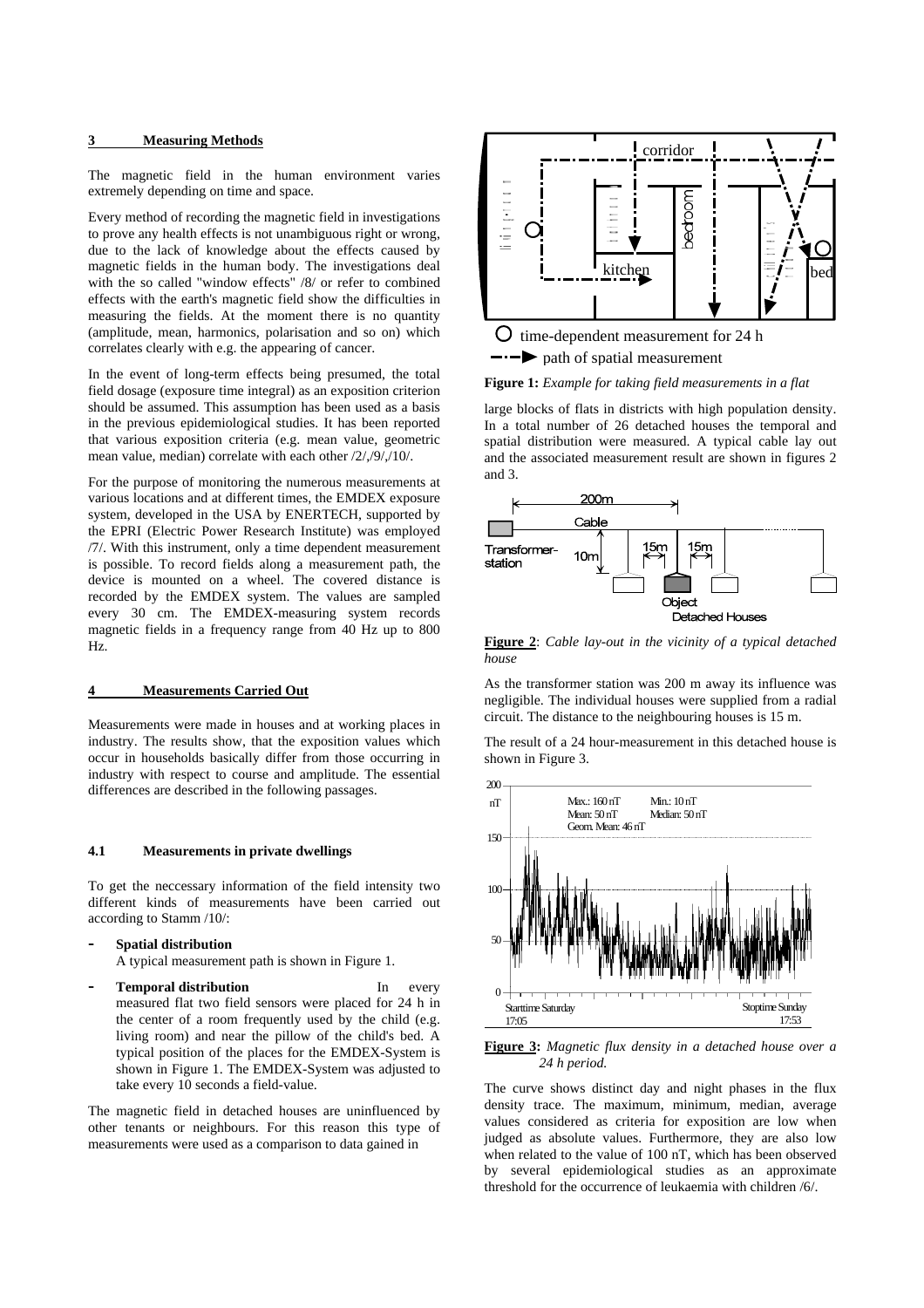## 3 Measuring Methods

The magnetic field in the human environment varies extremely depending on time and space.

Every method of recording the magnetic field in investigations to prove any health effects is not unambiguous right or wrong, due to the lack of knowledge about the effects caused by magnetic fields in the human body. The investigations deal with the so called "window effects" /8/ or refer to combined effects with the earth's magnetic field show the difficulties in measuring the fields. At the moment there is no quantity (amplitude, mean, harmonics, polarisation and so on) which correlates clearly with e.g. the appearing of cancer.

In the event of long-term effects being presumed, the total field dosage (exposure time integral) as an exposition criterion should be assumed. This assumption has been used as a basis in the previous epidemiological studies. It has been reported that various exposition criteria (e.g. mean value, geometric mean value, median) correlate with each other /2/,/9/,/10/.

For the purpose of monitoring the numerous measurements at various locations and at different times, the EMDEX exposure system, developed in the USA by ENERTECH, supported by the EPRI (Electric Power Research Institute) was employed /7/. With this instrument, only a time dependent measurement is possible. To record fields along a measurement path, the device is mounted on a wheel. The covered distance is recorded by the EMDEX system. The values are sampled every 30 cm. The EMDEX-measuring system records magnetic fields in a frequency range from 40 Hz up to 800 Hz.

## 4 Measurements Carried Out

Measurements were made in houses and at working places in industry. The results show, that the exposition values which occur in households basically differ from those occurring in industry with respect to course and amplitude. The essential differences are described in the following passages.

### 4.1 Measurements in private dwellings

To get the neccessary information of the field intensity two different kinds of measurements have been carried out according to Stamm /10/:

- **Spatial distribution**
  A typical measurement path is shown in Figure 1.
- **Temporal distribution** In every measured flat two field sensors were placed for 24 h in the center of a room frequently used by the child (e.g. living room) and near the pillow of the child's bed. A typical position of the places for the EMDEX-System is shown in Figure 1. The EMDEX-System was adjusted to take every 10 seconds a field-value.

The magnetic field in detached houses are uninfluenced by other tenants or neighbours. For this reason this type of measurements were used as a comparison to data gained in large blocks of flats in districts with high population density. In a total number of 26 detached houses the temporal and spatial distribution were measured. A typical cable lay out and the associated measurement result are shown in figures 2 and 3.

**Figure 1:** *Example for taking field measurements in a flat*

**Figure 2**: *Cable lay-out in the vicinity of a typical detached house*

As the transformer station was 200 m away its influence was negligible. The individual houses were supplied from a radial circuit. The distance to the neighbouring houses is 15 m.

The result of a 24 hour-measurement in this detached house is shown in Figure 3.

**Figure 3:** *Magnetic flux density in a detached house over a 24 h period.*

The curve shows distinct day and night phases in the flux density trace. The maximum, minimum, median, average values considered as criteria for exposition are low when judged as absolute values. Furthermore, they are also low when related to the value of 100 nT, which has been observed by several epidemiological studies as an approximate threshold for the occurrence of leukaemia with children /6/.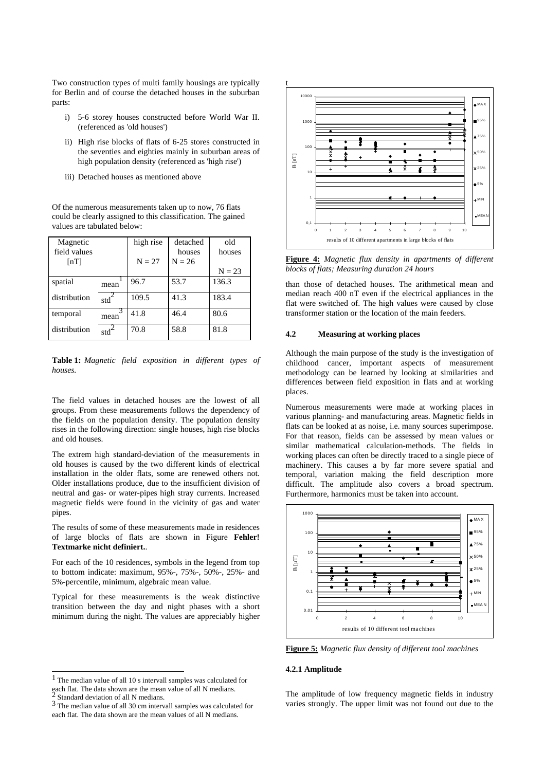Two construction types of multi family housings are typically for Berlin and of course the detached houses in the suburban parts:

i) 5-6 storey houses constructed before World War II. (referenced as 'old houses')

ii) High rise blocks of flats of 6-25 stores constructed in the seventies and eighties mainly in suburban areas of high population density (referenced as 'high rise')

iii) Detached houses as mentioned above

Of the numerous measurements taken up to now, 76 flats could be clearly assigned to this classification. The gained values are tabulated below:

| Magnetic field values [nT] | | high rise N = 27 | detached houses N = 26 | old houses N = 23 |
|---|---|---|---|---|
| spatial | mean[1] | 96.7 | 53.7 | 136.3 |
| distribution | std[2] | 109.5 | 41.3 | 183.4 |
| temporal | mean[3] | 41.8 | 46.4 | 80.6 |
| distribution | std[2] | 70.8 | 58.8 | 81.8 |

**Table 1:** *Magnetic field exposition in different types of houses.*

The field values in detached houses are the lowest of all groups. From these measurements follows the dependency of the fields on the population density. The population density rises in the following direction: single houses, high rise blocks and old houses.

The extrem high standard-deviation of the measurements in old houses is caused by the two different kinds of electrical installation in the older flats, some are renewed others not. Older installations produce, due to the insufficient division of neutral and gas- or water-pipes high stray currents. Increased magnetic fields were found in the vicinity of gas and water pipes.

The results of some of these measurements made in residences of large blocks of flats are shown in Figure **Fehler! Textmarke nicht definiert.**.

For each of the 10 residences, symbols in the legend from top to bottom indicate: maximum, 95%-, 75%-, 50%-, 25%- and 5%-percentile, minimum, algebraic mean value.

Typical for these measurements is the weak distinctive transition between the day and night phases with a short minimum during the night. The values are appreciably higher than those of detached houses. The arithmetical mean and median reach 400 nT even if the electrical appliances in the flat were switched of. The high values were caused by close transformer station or the location of the main feeders.

**Figure 4:** *Magnetic flux density in apartments of different blocks of flats; Measuring duration 24 hours*

#### 4.2 Measuring at working places

Although the main purpose of the study is the investigation of childhood cancer, important aspects of measurement methodology can be learned by looking at similarities and differences between field exposition in flats and at working places.

Numerous measurements were made at working places in various planning- and manufacturing areas. Magnetic fields in flats can be looked at as noise, i.e. many sources superimpose. For that reason, fields can be assessed by mean values or similar mathematical calculation-methods. The fields in working places can often be directly traced to a single piece of machinery. This causes a by far more severe spatial and temporal, variation making the field description more difficult. The amplitude also covers a broad spectrum. Furthermore, harmonics must be taken into account.

**Figure 5:** *Magnetic flux density of different tool machines*

##### 4.2.1 Amplitude

The amplitude of low frequency magnetic fields in industry varies strongly. The upper limit was not found out due to the

[1] The median value of all 10 s intervall samples was calculated for each flat. The data shown are the mean value of all N medians.
[2] Standard deviation of all N medians.
[3] The median value of all 30 cm intervall samples was calculated for each flat. The data shown are the mean values of all N medians.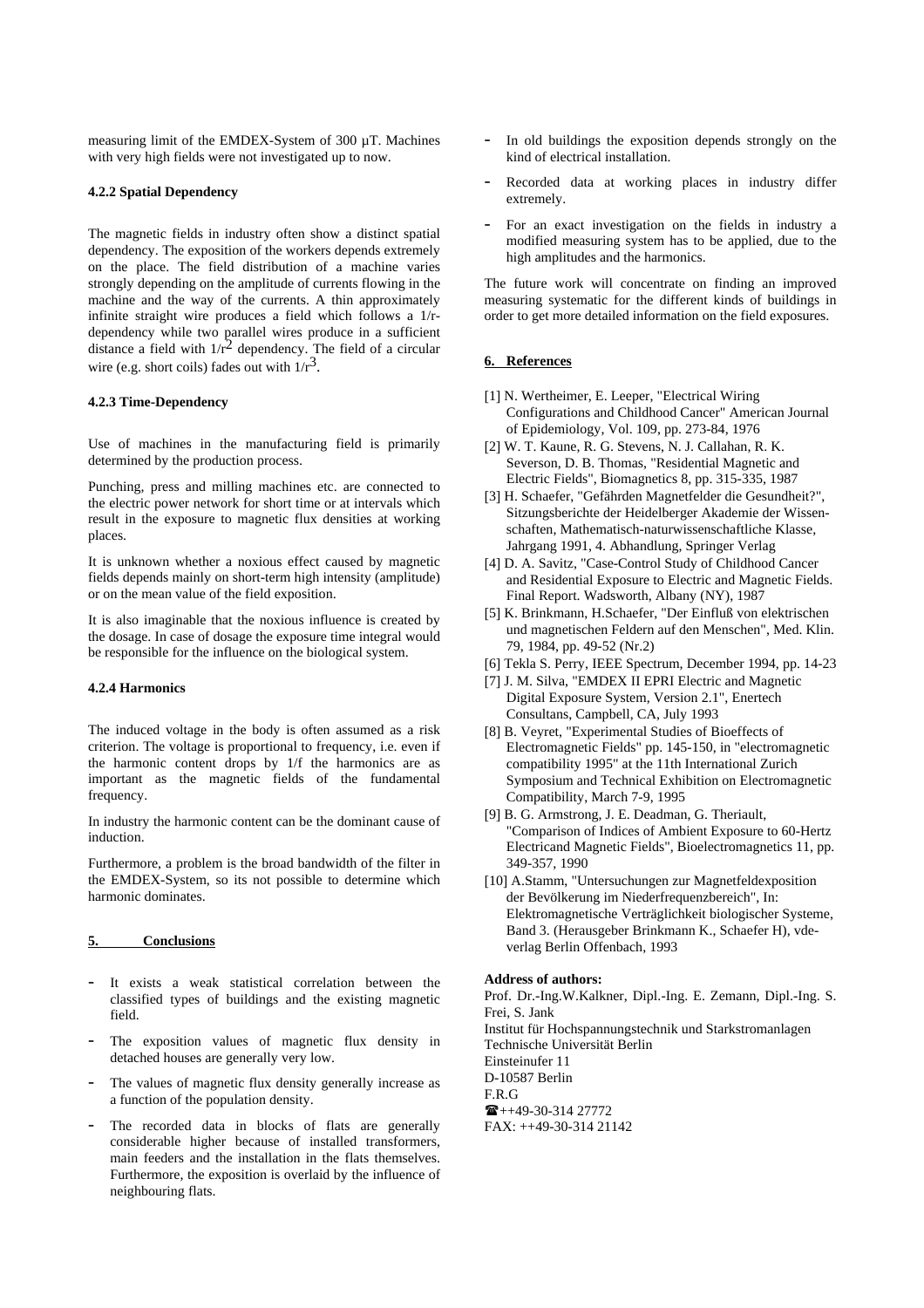measuring limit of the EMDEX-System of 300 µT. Machines with very high fields were not investigated up to now.

#### 4.2.2 Spatial Dependency

The magnetic fields in industry often show a distinct spatial dependency. The exposition of the workers depends extremely on the place. The field distribution of a machine varies strongly depending on the amplitude of currents flowing in the machine and the way of the currents. A thin approximately infinite straight wire produces a field which follows a 1/r-dependency while two parallel wires produce in a sufficient distance a field with $1/r^2$ dependency. The field of a circular wire (e.g. short coils) fades out with $1/r^3$.

#### 4.2.3 Time-Dependency

Use of machines in the manufacturing field is primarily determined by the production process.

Punching, press and milling machines etc. are connected to the electric power network for short time or at intervals which result in the exposure to magnetic flux densities at working places.

It is unknown whether a noxious effect caused by magnetic fields depends mainly on short-term high intensity (amplitude) or on the mean value of the field exposition.

It is also imaginable that the noxious influence is created by the dosage. In case of dosage the exposure time integral would be responsible for the influence on the biological system.

#### 4.2.4 Harmonics

The induced voltage in the body is often assumed as a risk criterion. The voltage is proportional to frequency, i.e. even if the harmonic content drops by 1/f the harmonics are as important as the magnetic fields of the fundamental frequency.

In industry the harmonic content can be the dominant cause of induction.

Furthermore, a problem is the broad bandwidth of the filter in the EMDEX-System, so its not possible to determine which harmonic dominates.

## 5. Conclusions

- It exists a weak statistical correlation between the classified types of buildings and the existing magnetic field.
- The exposition values of magnetic flux density in detached houses are generally very low.
- The values of magnetic flux density generally increase as a function of the population density.
- The recorded data in blocks of flats are generally considerable higher because of installed transformers, main feeders and the installation in the flats themselves. Furthermore, the exposition is overlaid by the influence of neighbouring flats.
- In old buildings the exposition depends strongly on the kind of electrical installation.
- Recorded data at working places in industry differ extremely.
- For an exact investigation on the fields in industry a modified measuring system has to be applied, due to the high amplitudes and the harmonics.

The future work will concentrate on finding an improved measuring systematic for the different kinds of buildings in order to get more detailed information on the field exposures.

## 6. References

[1] N. Wertheimer, E. Leeper, "Electrical Wiring Configurations and Childhood Cancer" American Journal of Epidemiology, Vol. 109, pp. 273-84, 1976

[2] W. T. Kaune, R. G. Stevens, N. J. Callahan, R. K. Severson, D. B. Thomas, "Residential Magnetic and Electric Fields", Biomagnetics 8, pp. 315-335, 1987

[3] H. Schaefer, "Gefährden Magnetfelder die Gesundheit?", Sitzungsberichte der Heidelberger Akademie der Wissenschaften, Mathematisch-naturwissenschaftliche Klasse, Jahrgang 1991, 4. Abhandlung, Springer Verlag

[4] D. A. Savitz, "Case-Control Study of Childhood Cancer and Residential Exposure to Electric and Magnetic Fields. Final Report. Wadsworth, Albany (NY), 1987

[5] K. Brinkmann, H.Schaefer, "Der Einfluß von elektrischen und magnetischen Feldern auf den Menschen", Med. Klin. 79, 1984, pp. 49-52 (Nr.2)

[6] Tekla S. Perry, IEEE Spectrum, December 1994, pp. 14-23

[7] J. M. Silva, "EMDEX II EPRI Electric and Magnetic Digital Exposure System, Version 2.1", Enertech Consultans, Campbell, CA, July 1993

[8] B. Veyret, "Experimental Studies of Bioeffects of Electromagnetic Fields" pp. 145-150, in "electromagnetic compatibility 1995" at the 11th International Zurich Symposium and Technical Exhibition on Electromagnetic Compatibility, March 7-9, 1995

[9] B. G. Armstrong, J. E. Deadman, G. Theriault, "Comparison of Indices of Ambient Exposure to 60-Hertz Electricand Magnetic Fields", Bioelectromagnetics 11, pp. 349-357, 1990

[10] A.Stamm, "Untersuchungen zur Magnetfeldexposition der Bevölkerung im Niederfrequenzbereich", In: Elektromagnetische Verträglichkeit biologischer Systeme, Band 3. (Herausgeber Brinkmann K., Schaefer H), vde-verlag Berlin Offenbach, 1993

**Address of authors:**

Prof. Dr.-Ing.W.Kalkner, Dipl.-Ing. E. Zemann, Dipl.-Ing. S. Frei, S. Jank
Institut für Hochspannungstechnik und Starkstromanlagen
Technische Universität Berlin
Einsteinufer 11
D-10587 Berlin
F.R.G
☎++49-30-314 27772
FAX: ++49-30-314 21142